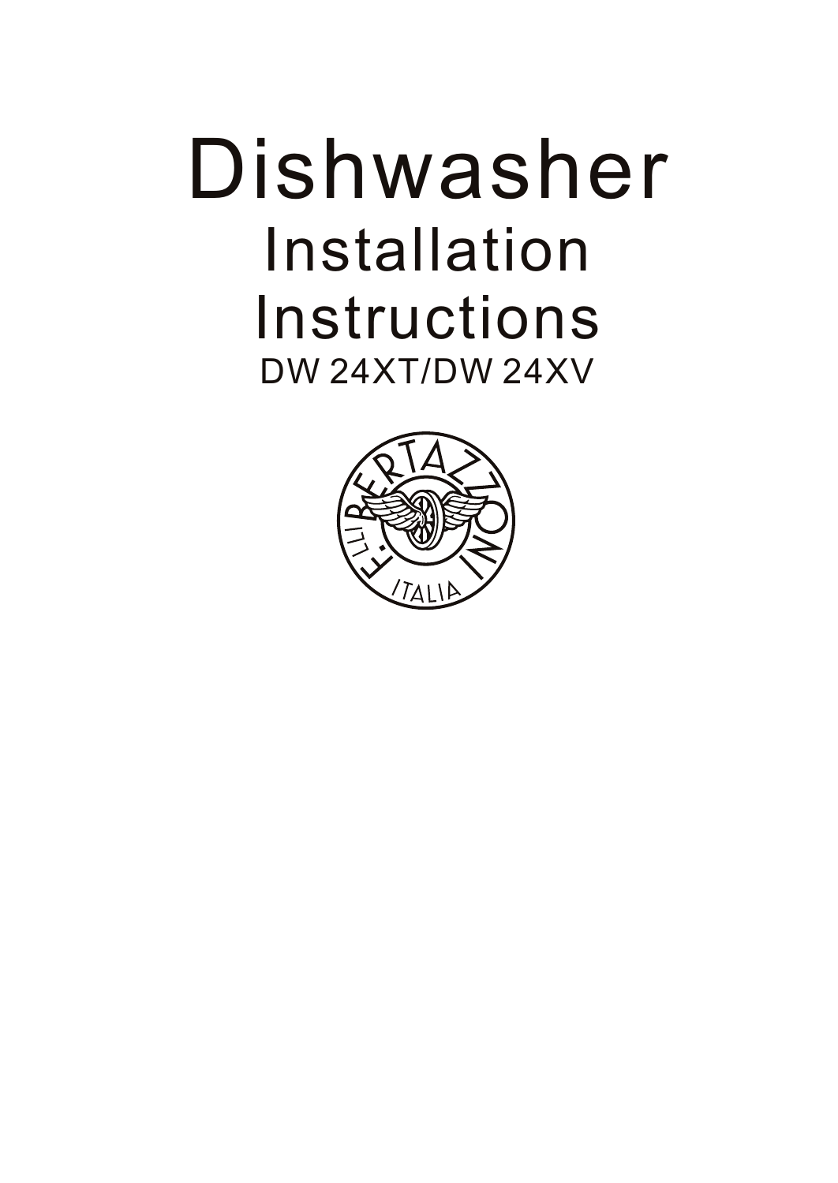# Dishwasher

## Installation Instructions

DW 24XT/DW 24XV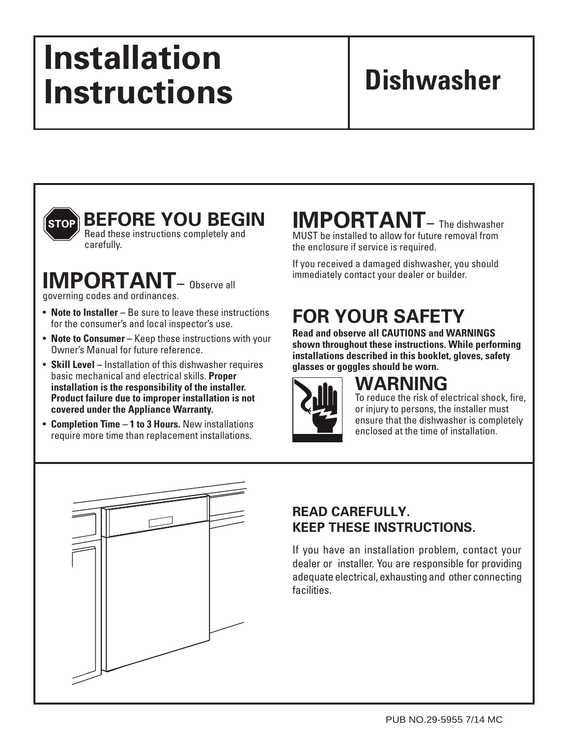# Installation Instructions

# Dishwasher

## BEFORE YOU BEGIN

Read these instructions completely and carefully.

## IMPORTANT – Observe all governing codes and ordinances.

- **Note to Installer** – Be sure to leave these instructions for the consumer's and local inspector's use.
- **Note to Consumer** – Keep these instructions with your Owner's Manual for future reference.
- **Skill Level** – Installation of this dishwasher requires basic mechanical and electrical skills. **Proper installation is the responsibility of the installer. Product failure due to improper installation is not covered under the Appliance Warranty.**
- **Completion Time** – **1 to 3 Hours.** New installations require more time than replacement installations.

## IMPORTANT – The dishwasher MUST be installed to allow for future removal from the enclosure if service is required.

If you received a damaged dishwasher, you should immediately contact your dealer or builder.

## FOR YOUR SAFETY

**Read and observe all CAUTIONS and WARNINGS shown throughout these instructions. While performing installations described in this booklet, gloves, safety glasses or goggles should be worn.**

### WARNING

To reduce the risk of electrical shock, fire, or injury to persons, the installer must ensure that the dishwasher is completely enclosed at the time of installation.

**READ CAREFULLY.**
**KEEP THESE INSTRUCTIONS.**

If you have an installation problem, contact your dealer or installer. You are responsible for providing adequate electrical, exhausting and other connecting facilities.

PUB NO.29-5955 7/14 MC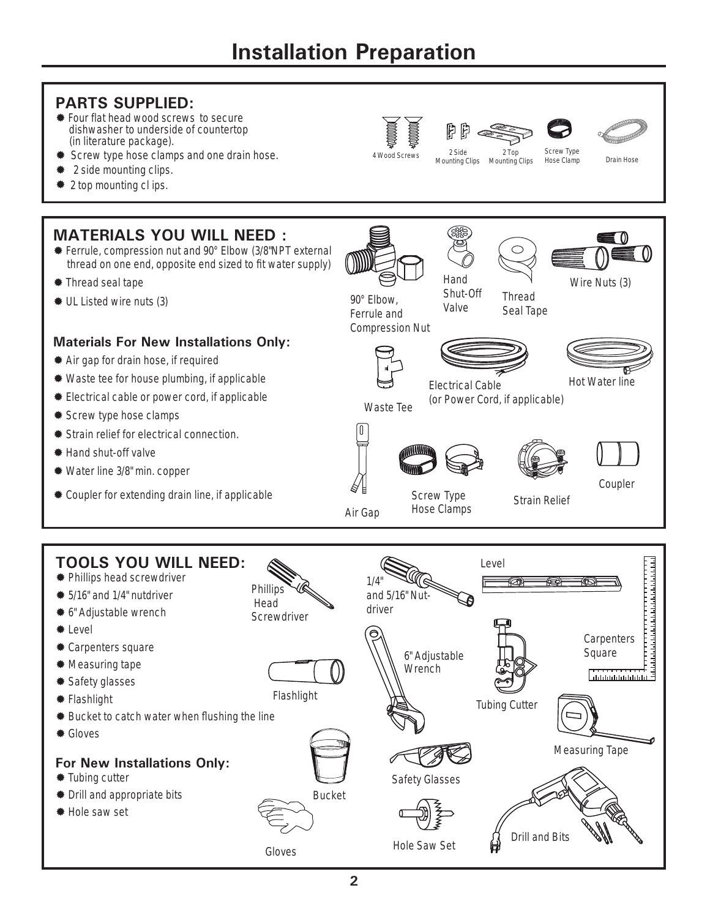# Installation Preparation

## PARTS SUPPLIED:

- Four flat head wood screws to secure dishwasher to underside of countertop (in literature package).
- Screw type hose clamps and one drain hose.
- 2 side mounting clips.
- 2 top mounting cl ips.

4 Wood Screws | 2 Side Mounting Clips | 2 Top Mounting Clips | Screw Type Hose Clamp | Drain Hose

## MATERIALS YOU WILL NEED :

- Ferrule, compression nut and 90° Elbow (3/8"NPT external thread on one end, opposite end sized to fit water supply)
- Thread seal tape
- UL Listed wire nuts (3)

90° Elbow, Ferrule and Compression Nut | Hand Shut-Off Valve | Thread Seal Tape | Wire Nuts (3)

### Materials For New Installations Only:

- Air gap for drain hose, if required
- Waste tee for house plumbing, if applicable
- Electrical cable or power cord, if applicable
- Screw type hose clamps
- Strain relief for electrical connection.
- Hand shut-off valve
- Water line 3/8" min. copper
- Coupler for extending drain line, if applicable

Waste Tee | Electrical Cable (or Power Cord, if applicable) | Hot Water line | Air Gap | Screw Type Hose Clamps | Strain Relief | Coupler

## TOOLS YOU WILL NEED:

- Phillips head screwdriver
- 5/16" and 1/4" nutdriver
- 6" Adjustable wrench
- Level
- Carpenters square
- Measuring tape
- Safety glasses
- Flashlight
- Bucket to catch water when flushing the line
- Gloves

### For New Installations Only:

- Tubing cutter
- Drill and appropriate bits
- Hole saw set

Phillips Head Screwdriver | 1/4" and 5/16" Nut-driver | Level | Carpenters Square | 6" Adjustable Wrench | Flashlight | Tubing Cutter | Measuring Tape | Bucket | Safety Glasses | Gloves | Hole Saw Set | Drill and Bits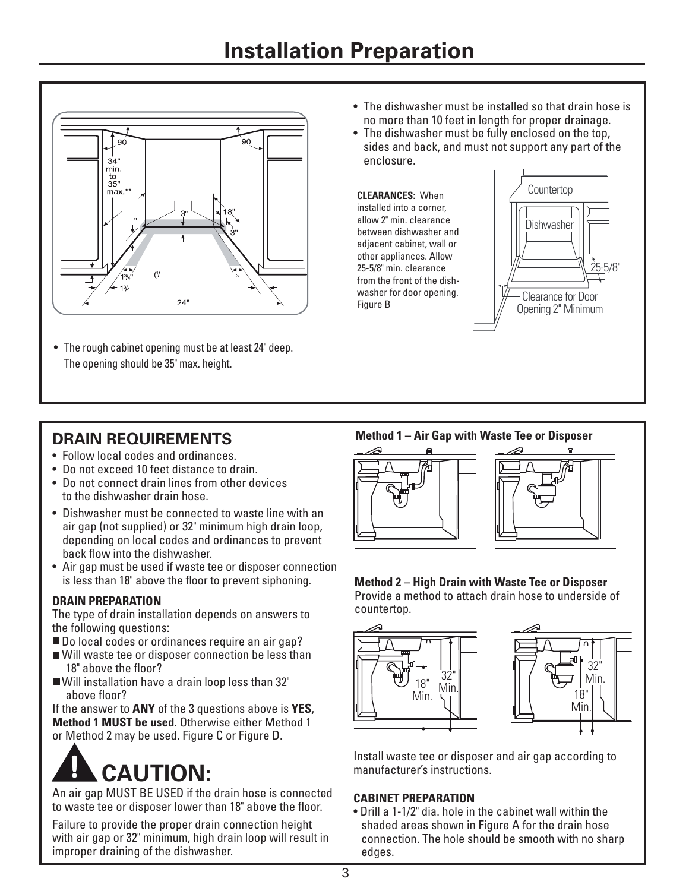# Installation Preparation

- The rough cabinet opening must be at least 24" deep. The opening should be 35" max. height.

- The dishwasher must be installed so that drain hose is no more than 10 feet in length for proper drainage.
- The dishwasher must be fully enclosed on the top, sides and back, and must not support any part of the enclosure.

**CLEARANCES:** When installed into a corner, allow 2" min. clearance between dishwasher and adjacent cabinet, wall or other appliances. Allow 25-5/8" min. clearance from the front of the dishwasher for door opening. Figure B

## DRAIN REQUIREMENTS

- Follow local codes and ordinances.
- Do not exceed 10 feet distance to drain.
- Do not connect drain lines from other devices to the dishwasher drain hose.
- Dishwasher must be connected to waste line with an air gap (not supplied) or 32" minimum high drain loop, depending on local codes and ordinances to prevent back flow into the dishwasher.
- Air gap must be used if waste tee or disposer connection is less than 18" above the floor to prevent siphoning.

### DRAIN PREPARATION

The type of drain installation depends on answers to the following questions:

- Do local codes or ordinances require an air gap?
- Will waste tee or disposer connection be less than 18" above the floor?
- Will installation have a drain loop less than 32" above floor?

If the answer to **ANY** of the 3 questions above is **YES, Method 1 MUST be used**. Otherwise either Method 1 or Method 2 may be used. Figure C or Figure D.

## CAUTION:

An air gap MUST BE USED if the drain hose is connected to waste tee or disposer lower than 18" above the floor.

Failure to provide the proper drain connection height with air gap or 32" minimum, high drain loop will result in improper draining of the dishwasher.

**Method 1 – Air Gap with Waste Tee or Disposer**

**Method 2 – High Drain with Waste Tee or Disposer**
Provide a method to attach drain hose to underside of countertop.

Install waste tee or disposer and air gap according to manufacturer's instructions.

### CABINET PREPARATION

- Drill a 1-1/2" dia. hole in the cabinet wall within the shaded areas shown in Figure A for the drain hose connection. The hole should be smooth with no sharp edges.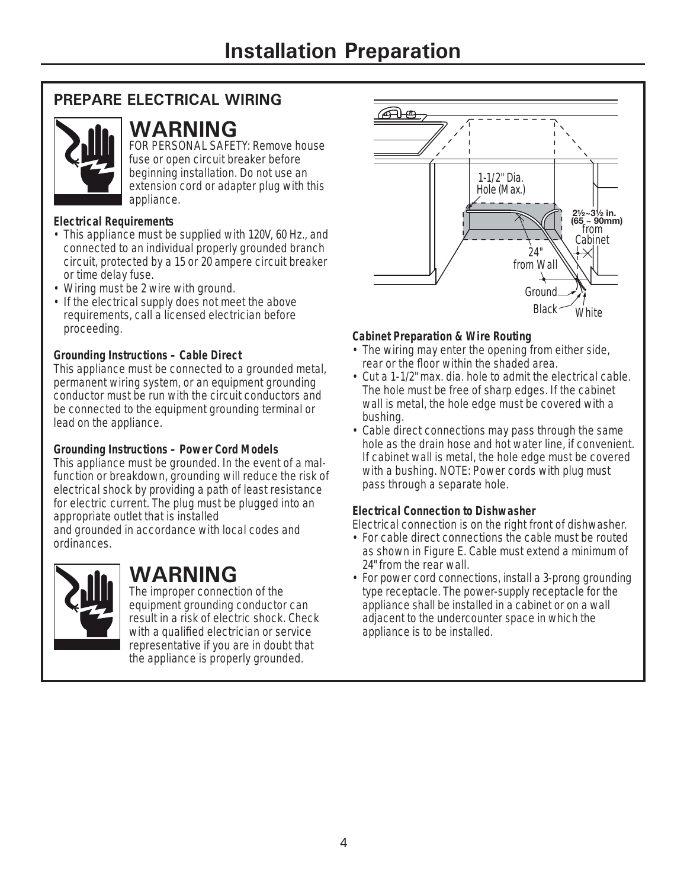# Installation Preparation

## PREPARE ELECTRICAL WIRING

### WARNING

FOR PERSONAL SAFETY: Remove house fuse or open circuit breaker before beginning installation. Do not use an extension cord or adapter plug with this appliance.

**Electrical Requirements**

- This appliance must be supplied with 120V, 60 Hz., and connected to an individual properly grounded branch circuit, protected by a 15 or 20 ampere circuit breaker or time delay fuse.
- Wiring must be 2 wire with ground.
- If the electrical supply does not meet the above requirements, call a licensed electrician before proceeding.

**Grounding Instructions – Cable Direct**

This appliance must be connected to a grounded metal, permanent wiring system, or an equipment grounding conductor must be run with the circuit conductors and be connected to the equipment grounding terminal or lead on the appliance.

**Grounding Instructions – Power Cord Models**

This appliance must be grounded. In the event of a malfunction or breakdown, grounding will reduce the risk of electrical shock by providing a path of least resistance for electric current. The plug must be plugged into an appropriate outlet that is installed and grounded in accordance with local codes and ordinances.

### WARNING

The improper connection of the equipment grounding conductor can result in a risk of electric shock. Check with a qualified electrician or service representative if you are in doubt that the appliance is properly grounded.

1-1/2" Dia. Hole (Max.)

2½~3½ in. (65 ~ 90mm) from Cabinet

24" from Wall

Ground

Black

White

**Cabinet Preparation & Wire Routing**

- The wiring may enter the opening from either side, rear or the floor within the shaded area.
- Cut a 1-1/2" max. dia. hole to admit the electrical cable. The hole must be free of sharp edges. If the cabinet wall is metal, the hole edge must be covered with a bushing.
- Cable direct connections may pass through the same hole as the drain hose and hot water line, if convenient. If cabinet wall is metal, the hole edge must be covered with a bushing. NOTE: Power cords with plug must pass through a separate hole.

**Electrical Connection to Dishwasher**

Electrical connection is on the right front of dishwasher.

- For cable direct connections the cable must be routed as shown in Figure E. Cable must extend a minimum of 24" from the rear wall.
- For power cord connections, install a 3-prong grounding type receptacle. The power-supply receptacle for the appliance shall be installed in a cabinet or on a wall adjacent to the undercounter space in which the appliance is to be installed.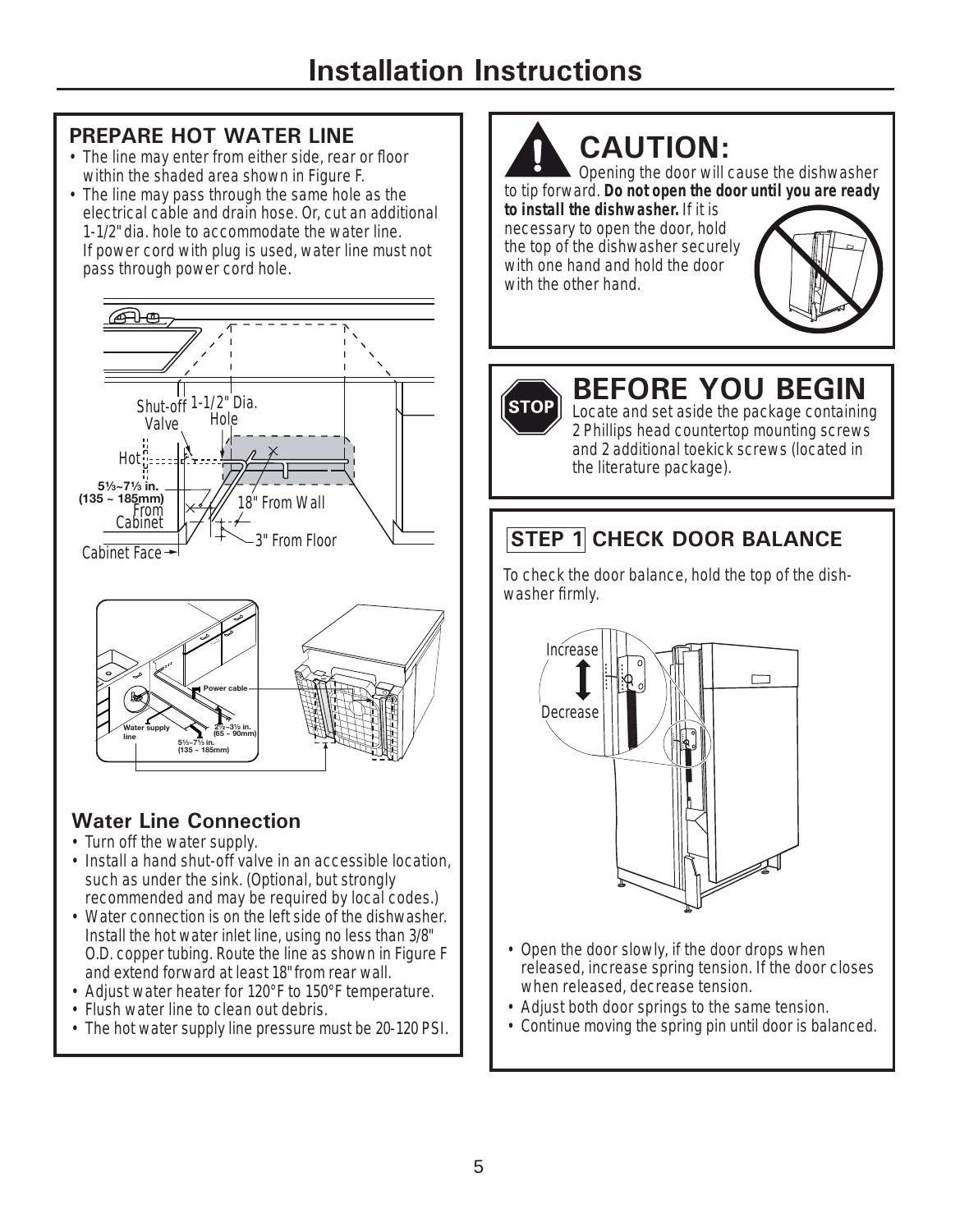# Installation Instructions

## PREPARE HOT WATER LINE

- The line may enter from either side, rear or floor within the shaded area shown in Figure F.
- The line may pass through the same hole as the electrical cable and drain hose. Or, cut an additional 1-1/2" dia. hole to accommodate the water line. If power cord with plug is used, water line must not pass through power cord hole.

Shut-off Valve
1-1/2" Dia. Hole
Hot
5⅓~7⅓ in. (135 ~ 185mm) From Cabinet
18" From Wall
3" From Floor
Cabinet Face

Power cable
Water supply line
2½~3½ in. (65 ~ 90mm)
5⅓~7⅓ in. (135 ~ 185mm)

### Water Line Connection

- Turn off the water supply.
- Install a hand shut-off valve in an accessible location, such as under the sink. (Optional, but strongly recommended and may be required by local codes.)
- Water connection is on the left side of the dishwasher. Install the hot water inlet line, using no less than 3/8" O.D. copper tubing. Route the line as shown in Figure F and extend forward at least 18" from rear wall.
- Adjust water heater for 120°F to 150°F temperature.
- Flush water line to clean out debris.
- The hot water supply line pressure must be 20-120 PSI.

## CAUTION:

Opening the door will cause the dishwasher to tip forward. **Do not open the door until you are ready to install the dishwasher.** If it is necessary to open the door, hold the top of the dishwasher securely with one hand and hold the door with the other hand.

## BEFORE YOU BEGIN

Locate and set aside the package containing 2 Phillips head countertop mounting screws and 2 additional toekick screws (located in the literature package).

## STEP 1 CHECK DOOR BALANCE

To check the door balance, hold the top of the dishwasher firmly.

Increase
Decrease

- Open the door slowly, if the door drops when released, increase spring tension. If the door closes when released, decrease tension.
- Adjust both door springs to the same tension.
- Continue moving the spring pin until door is balanced.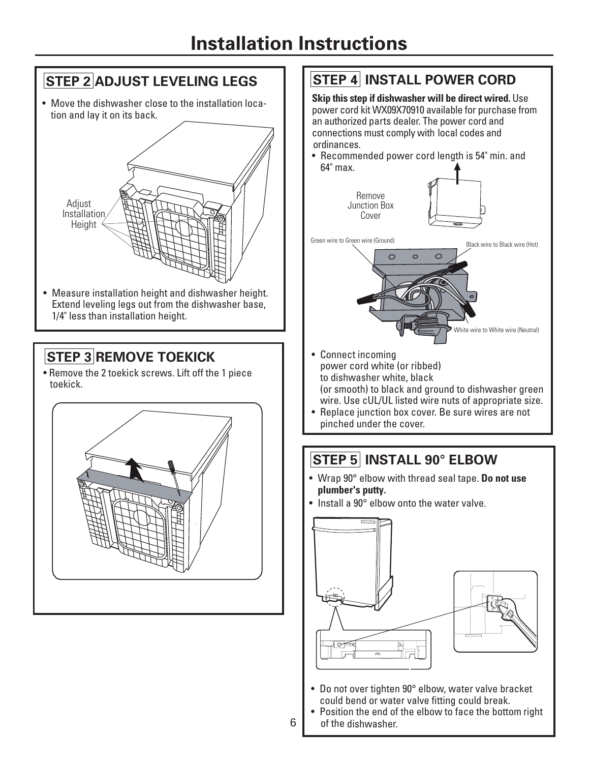# Installation Instructions

## STEP 2 ADJUST LEVELING LEGS

- Move the dishwasher close to the installation location and lay it on its back.

Adjust Installation Height

- Measure installation height and dishwasher height. Extend leveling legs out from the dishwasher base, 1/4" less than installation height.

## STEP 3 REMOVE TOEKICK

- Remove the 2 toekick screws. Lift off the 1 piece toekick.

## STEP 4 INSTALL POWER CORD

**Skip this step if dishwasher will be direct wired.** Use power cord kit WX09X70910 available for purchase from an authorized parts dealer. The power cord and connections must comply with local codes and ordinances.

- Recommended power cord length is 54" min. and 64" max.

Remove Junction Box Cover

Green wire to Green wire (Ground)

Black wire to Black wire (Hot)

White wire to White wire (Neutral)

- Connect incoming power cord white (or ribbed) to dishwasher white, black (or smooth) to black and ground to dishwasher green wire. Use cUL/UL listed wire nuts of appropriate size.
- Replace junction box cover. Be sure wires are not pinched under the cover.

## STEP 5 INSTALL 90° ELBOW

- Wrap 90° elbow with thread seal tape. **Do not use plumber's putty.**
- Install a 90° elbow onto the water valve.

- Do not over tighten 90° elbow, water valve bracket could bend or water valve fitting could break.
- Position the end of the elbow to face the bottom right of the dishwasher.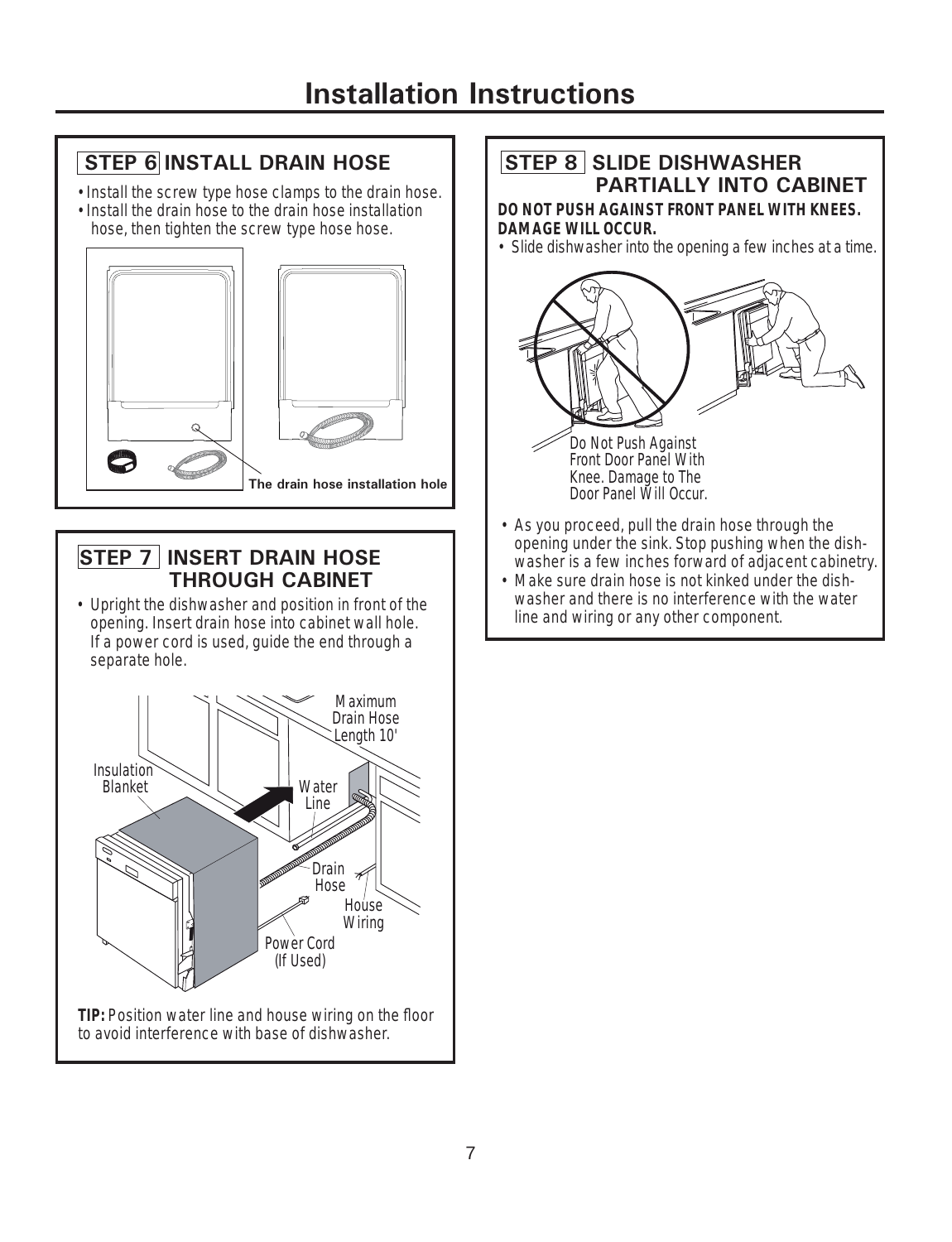# Installation Instructions

## STEP 6 INSTALL DRAIN HOSE

- Install the screw type hose clamps to the drain hose.
- Install the drain hose to the drain hose installation hose, then tighten the screw type hose hose.

**The drain hose installation hole**

## STEP 7 INSERT DRAIN HOSE THROUGH CABINET

- Upright the dishwasher and position in front of the opening. Insert drain hose into cabinet wall hole. If a power cord is used, guide the end through a separate hole.

Maximum Drain Hose Length 10'

Insulation Blanket

Water Line

Drain Hose

House Wiring

Power Cord (If Used)

**TIP:** Position water line and house wiring on the floor to avoid interference with base of dishwasher.

## STEP 8 SLIDE DISHWASHER PARTIALLY INTO CABINET

**DO NOT PUSH AGAINST FRONT PANEL WITH KNEES. DAMAGE WILL OCCUR.**

- Slide dishwasher into the opening a few inches at a time.

Do Not Push Against Front Door Panel With Knee. Damage to The Door Panel Will Occur.

- As you proceed, pull the drain hose through the opening under the sink. Stop pushing when the dishwasher is a few inches forward of adjacent cabinetry.
- Make sure drain hose is not kinked under the dishwasher and there is no interference with the water line and wiring or any other component.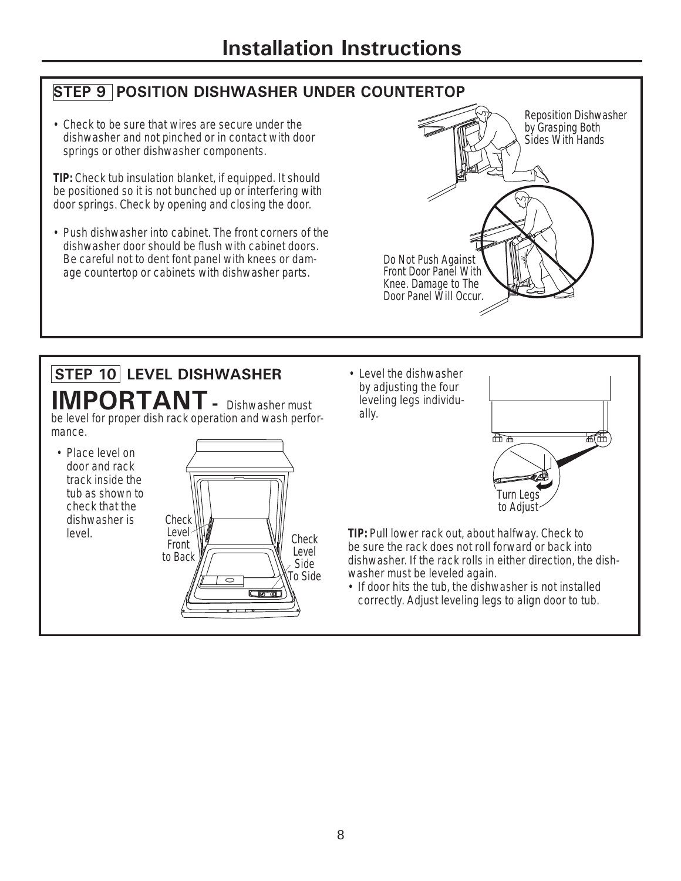# Installation Instructions

## STEP 9 POSITION DISHWASHER UNDER COUNTERTOP

- Check to be sure that wires are secure under the dishwasher and not pinched or in contact with door springs or other dishwasher components.

**TIP:** Check tub insulation blanket, if equipped. It should be positioned so it is not bunched up or interfering with door springs. Check by opening and closing the door.

- Push dishwasher into cabinet. The front corners of the dishwasher door should be flush with cabinet doors. Be careful not to dent font panel with knees or damage countertop or cabinets with dishwasher parts.

Reposition Dishwasher by Grasping Both Sides With Hands

Do Not Push Against Front Door Panel With Knee. Damage to The Door Panel Will Occur.

## STEP 10 LEVEL DISHWASHER

**IMPORTANT** - Dishwasher must be level for proper dish rack operation and wash performance.

- Place level on door and rack track inside the tub as shown to check that the dishwasher is level.

Check Level Front to Back

Check Level Side To Side

- Level the dishwasher by adjusting the four leveling legs individually.

Turn Legs to Adjust

**TIP:** Pull lower rack out, about halfway. Check to be sure the rack does not roll forward or back into dishwasher. If the rack rolls in either direction, the dishwasher must be leveled again.

- If door hits the tub, the dishwasher is not installed correctly. Adjust leveling legs to align door to tub.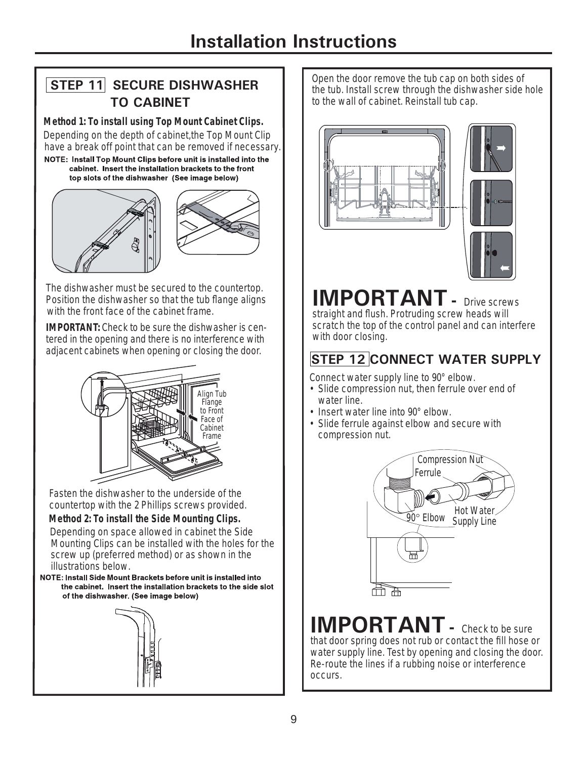# Installation Instructions

## STEP 11 SECURE DISHWASHER TO CABINET

***Method 1: To install using Top Mount Cabinet Clips.***

Depending on the depth of cabinet,the Top Mount Clip have a break off point that can be removed if necessary.

**NOTE: Install Top Mount Clips before unit is installed into the cabinet. Insert the installation brackets to the front top slots of the dishwasher (See image below)**

The dishwasher must be secured to the countertop. Position the dishwasher so that the tub flange aligns with the front face of the cabinet frame.

***IMPORTANT:*** Check to be sure the dishwasher is centered in the opening and there is no interference with adjacent cabinets when opening or closing the door.

Align Tub Flange to Front Face of Cabinet Frame

Fasten the dishwasher to the underside of the countertop with the 2 Phillips screws provided.

***Method 2: To install the Side Mounting Clips.***

Depending on space allowed in cabinet the Side Mounting Clips can be installed with the holes for the screw up (preferred method) or as shown in the illustrations below.

**NOTE: Install Side Mount Brackets before unit is installed into the cabinet. Insert the installation brackets to the side slot of the dishwasher. (See image below)**

Open the door remove the tub cap on both sides of the tub. Install screw through the dishwasher side hole to the wall of cabinet. Reinstall tub cap.

**IMPORTANT** - Drive screws straight and flush. Protruding screw heads will scratch the top of the control panel and can interfere with door closing.

## STEP 12 CONNECT WATER SUPPLY

Connect water supply line to 90° elbow.

- Slide compression nut, then ferrule over end of water line.
- Insert water line into 90° elbow.
- Slide ferrule against elbow and secure with compression nut.

Compression Nut

Ferrule

90° Elbow

Hot Water Supply Line

**IMPORTANT** - Check to be sure that door spring does not rub or contact the fill hose or water supply line. Test by opening and closing the door. Re-route the lines if a rubbing noise or interference occurs.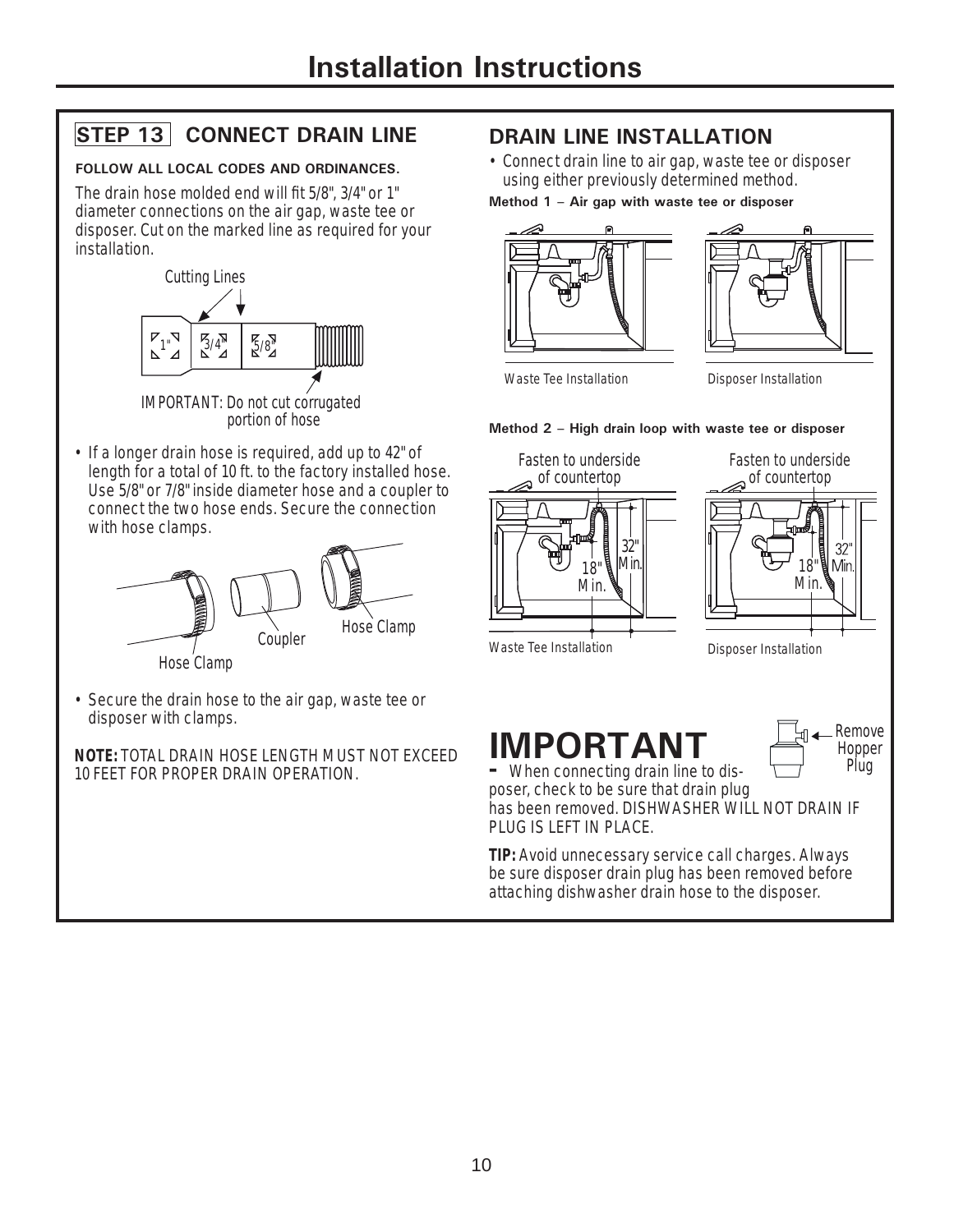# Installation Instructions

## STEP 13 CONNECT DRAIN LINE

**FOLLOW ALL LOCAL CODES AND ORDINANCES.**

The drain hose molded end will fit 5/8", 3/4" or 1" diameter connections on the air gap, waste tee or disposer. Cut on the marked line as required for your installation.

Cutting Lines

1" 3/4" 5/8"

IMPORTANT: Do not cut corrugated portion of hose

- If a longer drain hose is required, add up to 42" of length for a total of 10 ft. to the factory installed hose. Use 5/8" or 7/8" inside diameter hose and a coupler to connect the two hose ends. Secure the connection with hose clamps.

Hose Clamp Coupler Hose Clamp

- Secure the drain hose to the air gap, waste tee or disposer with clamps.

**NOTE:** TOTAL DRAIN HOSE LENGTH MUST NOT EXCEED 10 FEET FOR PROPER DRAIN OPERATION.

## DRAIN LINE INSTALLATION

- Connect drain line to air gap, waste tee or disposer using either previously determined method.

**Method 1 – Air gap with waste tee or disposer**

Waste Tee Installation

Disposer Installation

**Method 2 – High drain loop with waste tee or disposer**

Fasten to underside of countertop

32" Min.

18" Min.

Waste Tee Installation

Disposer Installation

# IMPORTANT

– When connecting drain line to disposer, check to be sure that drain plug has been removed. DISHWASHER WILL NOT DRAIN IF PLUG IS LEFT IN PLACE.

Remove Hopper Plug

**TIP:** Avoid unnecessary service call charges. Always be sure disposer drain plug has been removed before attaching dishwasher drain hose to the disposer.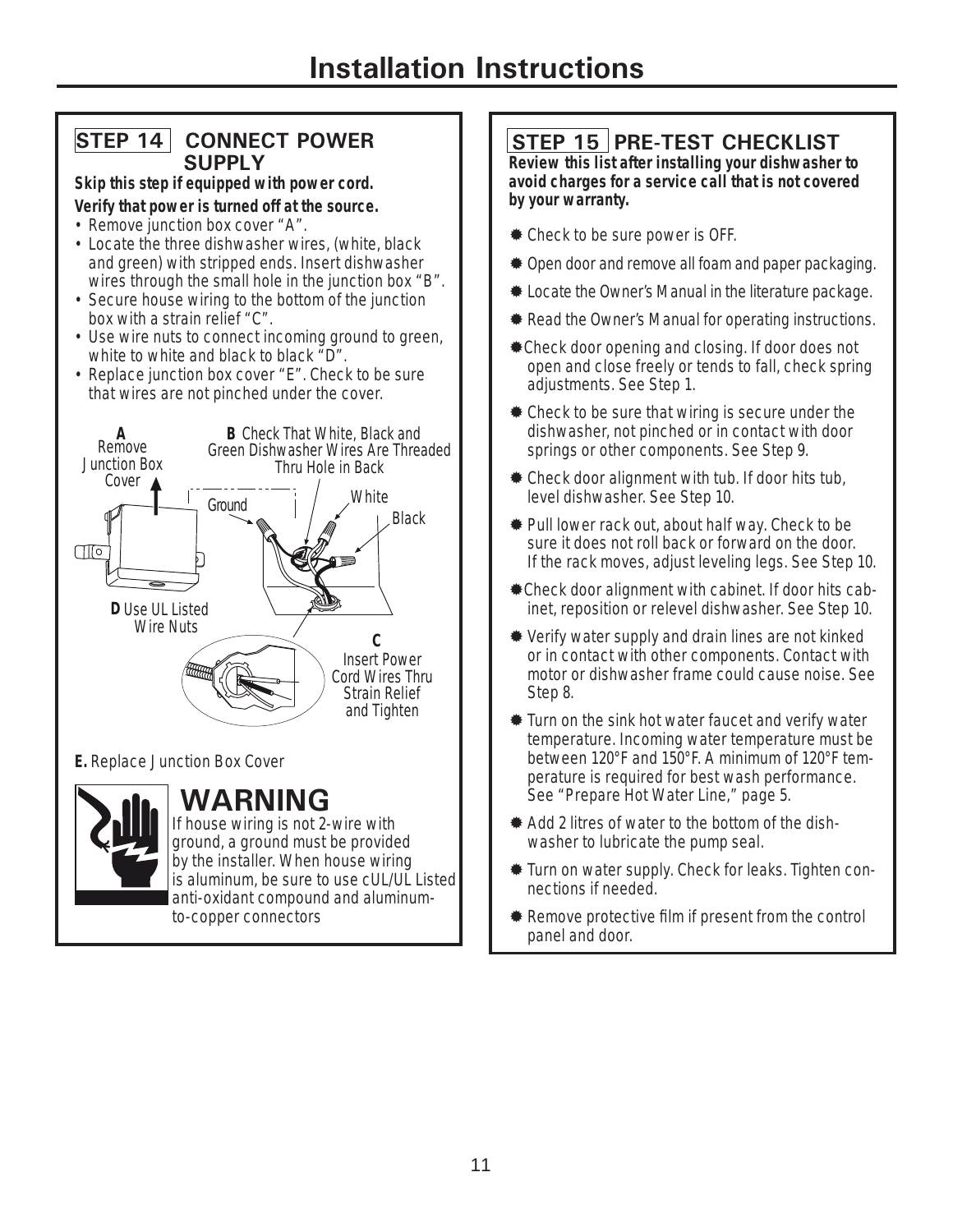# Installation Instructions

## STEP 14 CONNECT POWER SUPPLY

***Skip this step if equipped with power cord.***

***Verify that power is turned off at the source.***

- Remove junction box cover "A".
- Locate the three dishwasher wires, (white, black and green) with stripped ends. Insert dishwasher wires through the small hole in the junction box "B".
- Secure house wiring to the bottom of the junction box with a strain relief "C".
- Use wire nuts to connect incoming ground to green, white to white and black to black "D".
- Replace junction box cover "E". Check to be sure that wires are not pinched under the cover.

**A** Remove Junction Box Cover

**B** Check That White, Black and Green Dishwasher Wires Are Threaded Thru Hole in Back

Ground

White

Black

**D** Use UL Listed Wire Nuts

**C** Insert Power Cord Wires Thru Strain Relief and Tighten

**E.** Replace Junction Box Cover

### WARNING

If house wiring is not 2-wire with ground, a ground must be provided by the installer. When house wiring is aluminum, be sure to use cUL/UL Listed anti-oxidant compound and aluminum-to-copper connectors

## STEP 15 PRE-TEST CHECKLIST

***Review this list after installing your dishwasher to avoid charges for a service call that is not covered by your warranty.***

- Check to be sure power is OFF.
- Open door and remove all foam and paper packaging.
- Locate the Owner's Manual in the literature package.
- Read the Owner's Manual for operating instructions.
- Check door opening and closing. If door does not open and close freely or tends to fall, check spring adjustments. See Step 1.
- Check to be sure that wiring is secure under the dishwasher, not pinched or in contact with door springs or other components. See Step 9.
- Check door alignment with tub. If door hits tub, level dishwasher. See Step 10.
- Pull lower rack out, about half way. Check to be sure it does not roll back or forward on the door. If the rack moves, adjust leveling legs. See Step 10.
- Check door alignment with cabinet. If door hits cabinet, reposition or relevel dishwasher. See Step 10.
- Verify water supply and drain lines are not kinked or in contact with other components. Contact with motor or dishwasher frame could cause noise. See Step 8.
- Turn on the sink hot water faucet and verify water temperature. Incoming water temperature must be between 120°F and 150°F. A minimum of 120°F temperature is required for best wash performance. See "Prepare Hot Water Line," page 5.
- Add 2 litres of water to the bottom of the dishwasher to lubricate the pump seal.
- Turn on water supply. Check for leaks. Tighten connections if needed.
- Remove protective film if present from the control panel and door.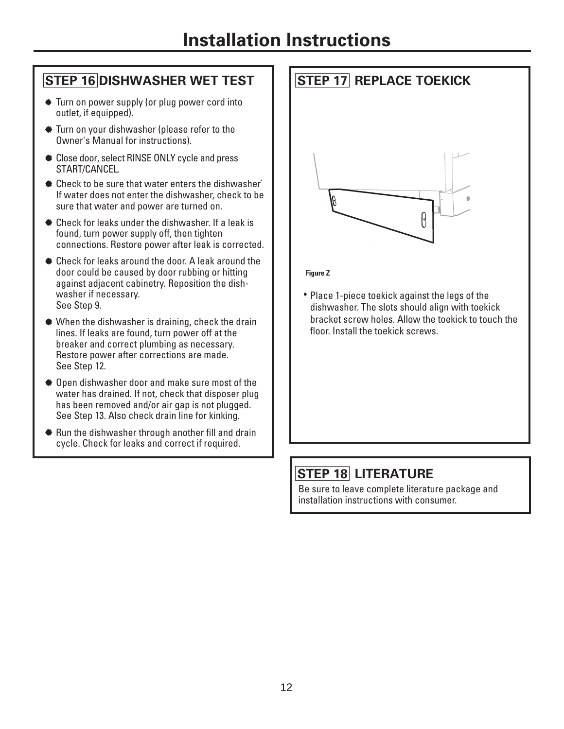# Installation Instructions

## STEP 16 DISHWASHER WET TEST

- Turn on power supply (or plug power cord into outlet, if equipped).
- Turn on your dishwasher (please refer to the Owner's Manual for instructions).
- Close door, select RINSE ONLY cycle and press START/CANCEL.
- Check to be sure that water enters the dishwasher. If water does not enter the dishwasher, check to be sure that water and power are turned on.
- Check for leaks under the dishwasher. If a leak is found, turn power supply off, then tighten connections. Restore power after leak is corrected.
- Check for leaks around the door. A leak around the door could be caused by door rubbing or hitting against adjacent cabinetry. Reposition the dishwasher if necessary. See Step 9.
- When the dishwasher is draining, check the drain lines. If leaks are found, turn power off at the breaker and correct plumbing as necessary. Restore power after corrections are made. See Step 12.
- Open dishwasher door and make sure most of the water has drained. If not, check that disposer plug has been removed and/or air gap is not plugged. See Step 13. Also check drain line for kinking.
- Run the dishwasher through another fill and drain cycle. Check for leaks and correct if required.

## STEP 17 REPLACE TOEKICK

Figure Z

- Place 1-piece toekick against the legs of the dishwasher. The slots should align with toekick bracket screw holes. Allow the toekick to touch the floor. Install the toekick screws.

## STEP 18 LITERATURE

Be sure to leave complete literature package and installation instructions with consumer.